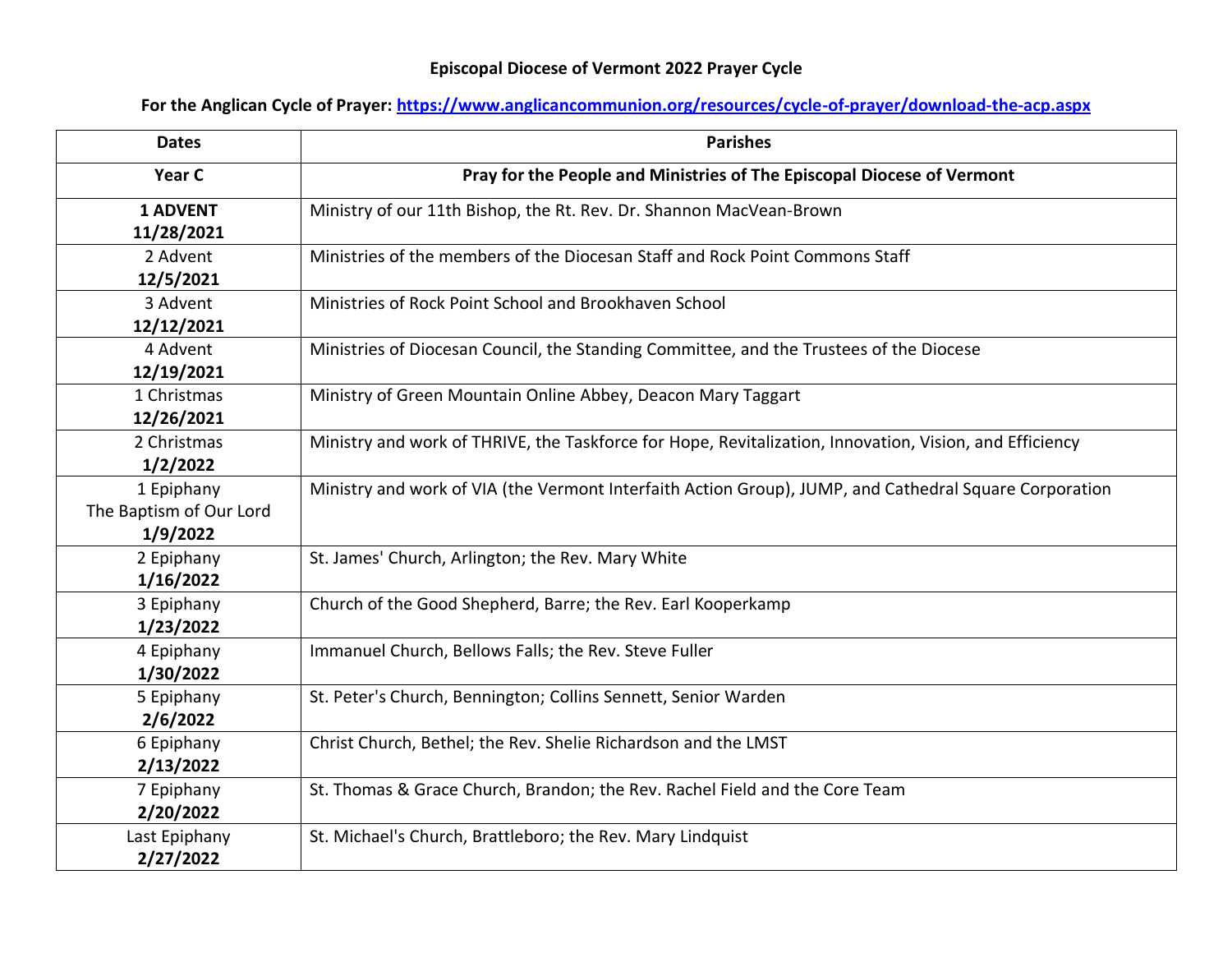**Episcopal Diocese of Vermont 2022 Prayer Cycle**

**For the Anglican Cycle of Prayer: https://www.anglicancommunion.org/resources/cycle-of-prayer/download-the-acp.aspx**

| Dates | Parishes |
|---|---|
| **Year C** | **Pray for the People and Ministries of The Episcopal Diocese of Vermont** |
| **1 ADVENT**<br>**11/28/2021** | Ministry of our 11th Bishop, the Rt. Rev. Dr. Shannon MacVean-Brown |
| 2 Advent<br>**12/5/2021** | Ministries of the members of the Diocesan Staff and Rock Point Commons Staff |
| 3 Advent<br>**12/12/2021** | Ministries of Rock Point School and Brookhaven School |
| 4 Advent<br>**12/19/2021** | Ministries of Diocesan Council, the Standing Committee, and the Trustees of the Diocese |
| 1 Christmas<br>**12/26/2021** | Ministry of Green Mountain Online Abbey, Deacon Mary Taggart |
| 2 Christmas<br>**1/2/2022** | Ministry and work of THRIVE, the Taskforce for Hope, Revitalization, Innovation, Vision, and Efficiency |
| 1 Epiphany<br>The Baptism of Our Lord<br>**1/9/2022** | Ministry and work of VIA (the Vermont Interfaith Action Group), JUMP, and Cathedral Square Corporation |
| 2 Epiphany<br>**1/16/2022** | St. James' Church, Arlington; the Rev. Mary White |
| 3 Epiphany<br>**1/23/2022** | Church of the Good Shepherd, Barre; the Rev. Earl Kooperkamp |
| 4 Epiphany<br>**1/30/2022** | Immanuel Church, Bellows Falls; the Rev. Steve Fuller |
| 5 Epiphany<br>**2/6/2022** | St. Peter's Church, Bennington; Collins Sennett, Senior Warden |
| 6 Epiphany<br>**2/13/2022** | Christ Church, Bethel; the Rev. Shelie Richardson and the LMST |
| 7 Epiphany<br>**2/20/2022** | St. Thomas & Grace Church, Brandon; the Rev. Rachel Field and the Core Team |
| Last Epiphany<br>**2/27/2022** | St. Michael's Church, Brattleboro; the Rev. Mary Lindquist |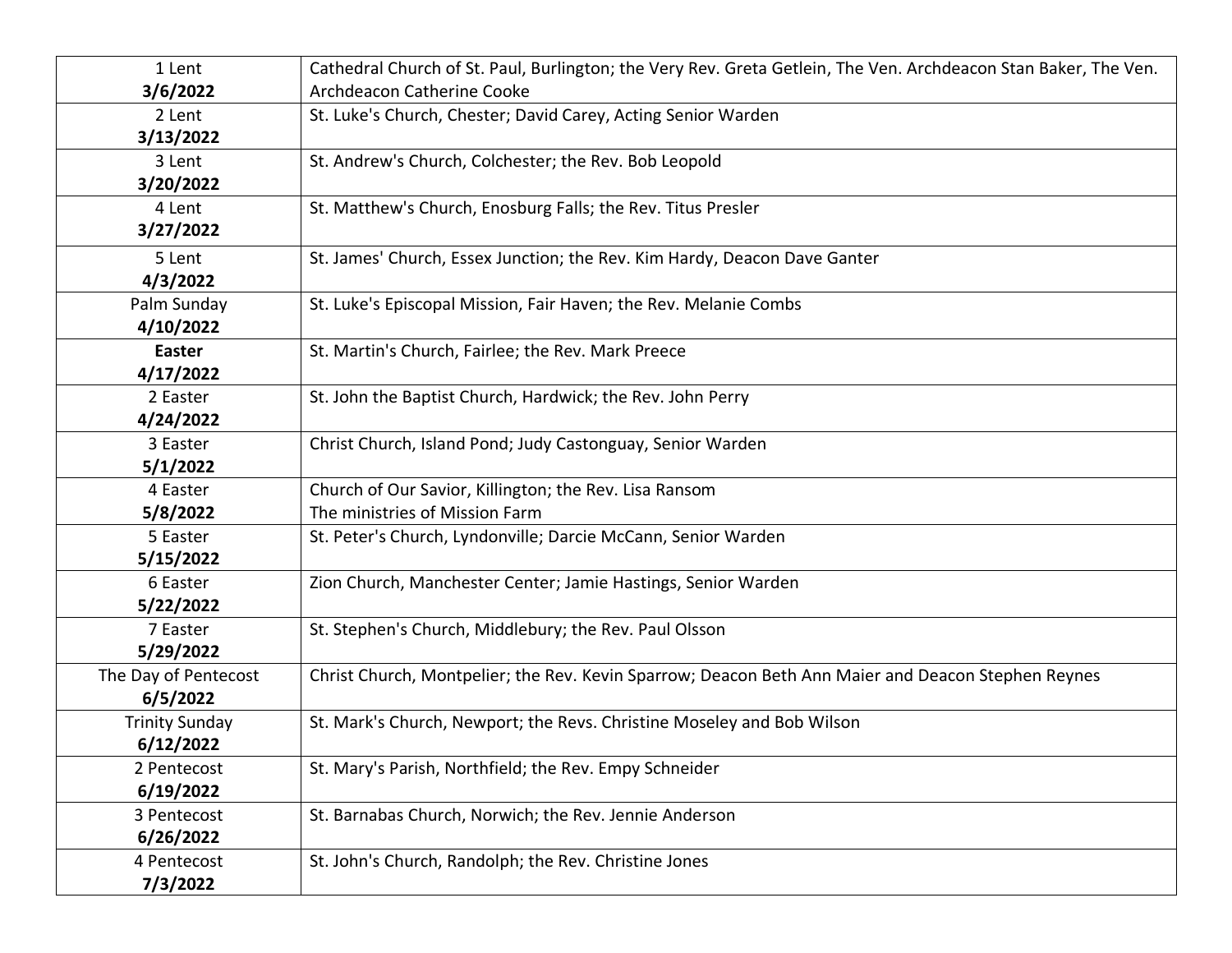| | |
|---|---|
| 1 Lent<br>**3/6/2022** | Cathedral Church of St. Paul, Burlington; the Very Rev. Greta Getlein, The Ven. Archdeacon Stan Baker, The Ven. Archdeacon Catherine Cooke |
| 2 Lent<br>**3/13/2022** | St. Luke's Church, Chester; David Carey, Acting Senior Warden |
| 3 Lent<br>**3/20/2022** | St. Andrew's Church, Colchester; the Rev. Bob Leopold |
| 4 Lent<br>**3/27/2022** | St. Matthew's Church, Enosburg Falls; the Rev. Titus Presler |
| 5 Lent<br>**4/3/2022** | St. James' Church, Essex Junction; the Rev. Kim Hardy, Deacon Dave Ganter |
| Palm Sunday<br>**4/10/2022** | St. Luke's Episcopal Mission, Fair Haven; the Rev. Melanie Combs |
| **Easter**<br>**4/17/2022** | St. Martin's Church, Fairlee; the Rev. Mark Preece |
| 2 Easter<br>**4/24/2022** | St. John the Baptist Church, Hardwick; the Rev. John Perry |
| 3 Easter<br>**5/1/2022** | Christ Church, Island Pond; Judy Castonguay, Senior Warden |
| 4 Easter<br>**5/8/2022** | Church of Our Savior, Killington; the Rev. Lisa Ransom<br>The ministries of Mission Farm |
| 5 Easter<br>**5/15/2022** | St. Peter's Church, Lyndonville; Darcie McCann, Senior Warden |
| 6 Easter<br>**5/22/2022** | Zion Church, Manchester Center; Jamie Hastings, Senior Warden |
| 7 Easter<br>**5/29/2022** | St. Stephen's Church, Middlebury; the Rev. Paul Olsson |
| The Day of Pentecost<br>**6/5/2022** | Christ Church, Montpelier; the Rev. Kevin Sparrow; Deacon Beth Ann Maier and Deacon Stephen Reynes |
| Trinity Sunday<br>**6/12/2022** | St. Mark's Church, Newport; the Revs. Christine Moseley and Bob Wilson |
| 2 Pentecost<br>**6/19/2022** | St. Mary's Parish, Northfield; the Rev. Empy Schneider |
| 3 Pentecost<br>**6/26/2022** | St. Barnabas Church, Norwich; the Rev. Jennie Anderson |
| 4 Pentecost<br>**7/3/2022** | St. John's Church, Randolph; the Rev. Christine Jones |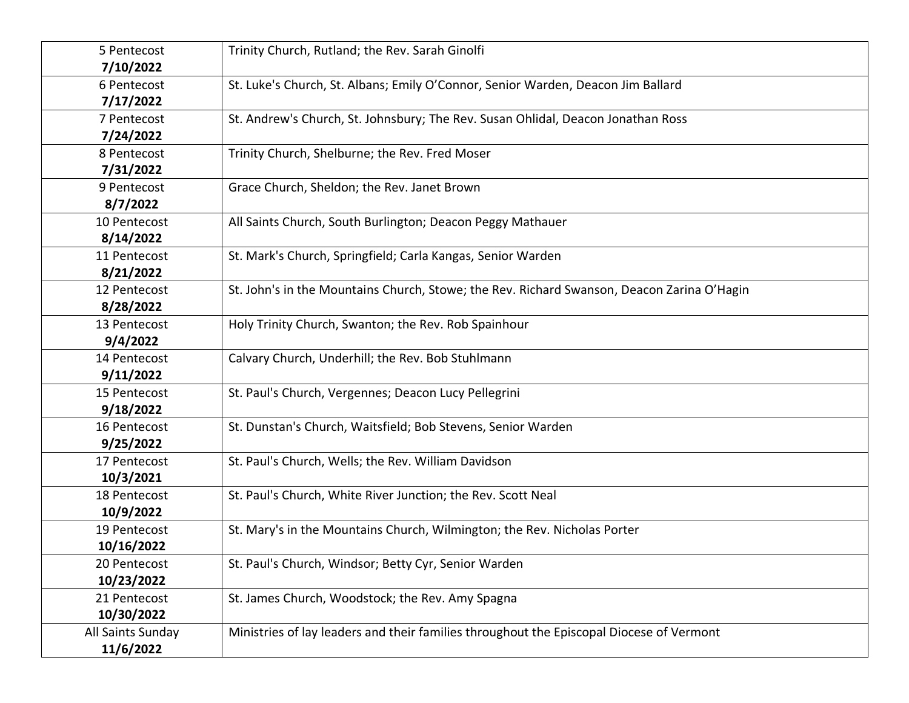| | |
|---|---|
| 5 Pentecost **7/10/2022** | Trinity Church, Rutland; the Rev. Sarah Ginolfi |
| 6 Pentecost **7/17/2022** | St. Luke's Church, St. Albans; Emily O'Connor, Senior Warden, Deacon Jim Ballard |
| 7 Pentecost **7/24/2022** | St. Andrew's Church, St. Johnsbury; The Rev. Susan Ohlidal, Deacon Jonathan Ross |
| 8 Pentecost **7/31/2022** | Trinity Church, Shelburne; the Rev. Fred Moser |
| 9 Pentecost **8/7/2022** | Grace Church, Sheldon; the Rev. Janet Brown |
| 10 Pentecost **8/14/2022** | All Saints Church, South Burlington; Deacon Peggy Mathauer |
| 11 Pentecost **8/21/2022** | St. Mark's Church, Springfield; Carla Kangas, Senior Warden |
| 12 Pentecost **8/28/2022** | St. John's in the Mountains Church, Stowe; the Rev. Richard Swanson, Deacon Zarina O'Hagin |
| 13 Pentecost **9/4/2022** | Holy Trinity Church, Swanton; the Rev. Rob Spainhour |
| 14 Pentecost **9/11/2022** | Calvary Church, Underhill; the Rev. Bob Stuhlmann |
| 15 Pentecost **9/18/2022** | St. Paul's Church, Vergennes; Deacon Lucy Pellegrini |
| 16 Pentecost **9/25/2022** | St. Dunstan's Church, Waitsfield; Bob Stevens, Senior Warden |
| 17 Pentecost **10/3/2021** | St. Paul's Church, Wells; the Rev. William Davidson |
| 18 Pentecost **10/9/2022** | St. Paul's Church, White River Junction; the Rev. Scott Neal |
| 19 Pentecost **10/16/2022** | St. Mary's in the Mountains Church, Wilmington; the Rev. Nicholas Porter |
| 20 Pentecost **10/23/2022** | St. Paul's Church, Windsor; Betty Cyr, Senior Warden |
| 21 Pentecost **10/30/2022** | St. James Church, Woodstock; the Rev. Amy Spagna |
| All Saints Sunday **11/6/2022** | Ministries of lay leaders and their families throughout the Episcopal Diocese of Vermont |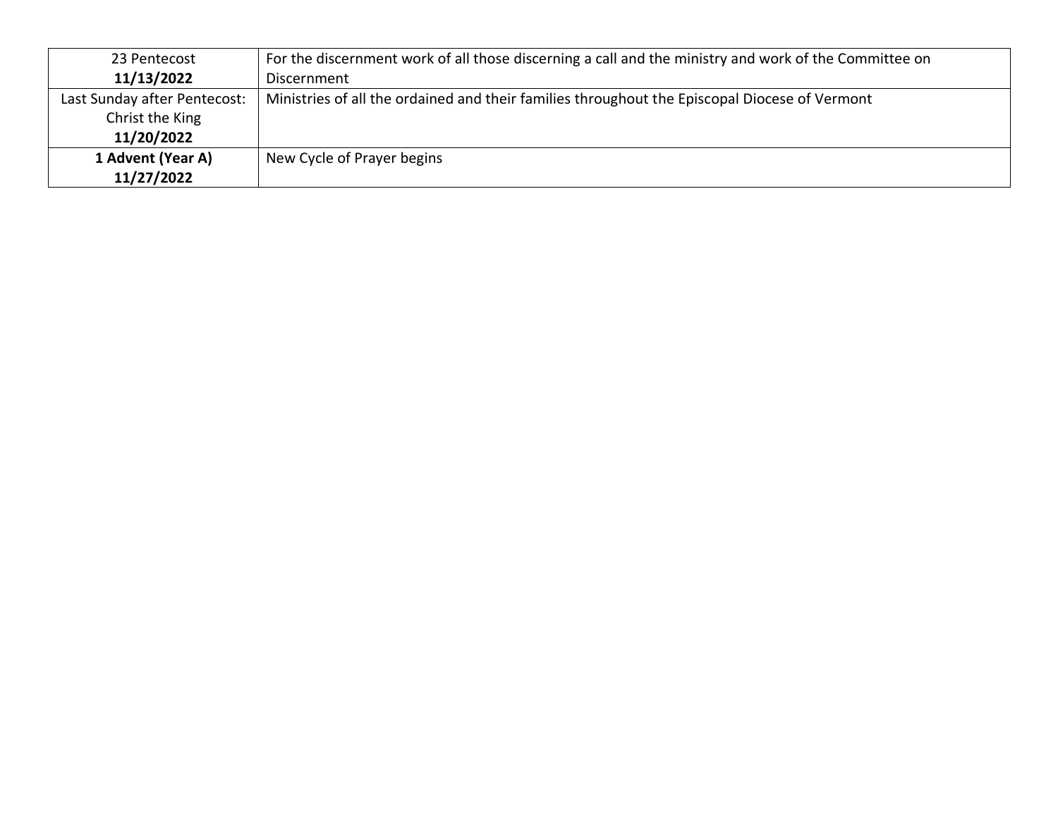| | |
|---|---|
| 23 Pentecost<br>**11/13/2022** | For the discernment work of all those discerning a call and the ministry and work of the Committee on Discernment |
| Last Sunday after Pentecost: Christ the King<br>**11/20/2022** | Ministries of all the ordained and their families throughout the Episcopal Diocese of Vermont |
| **1 Advent (Year A)**<br>**11/27/2022** | New Cycle of Prayer begins |